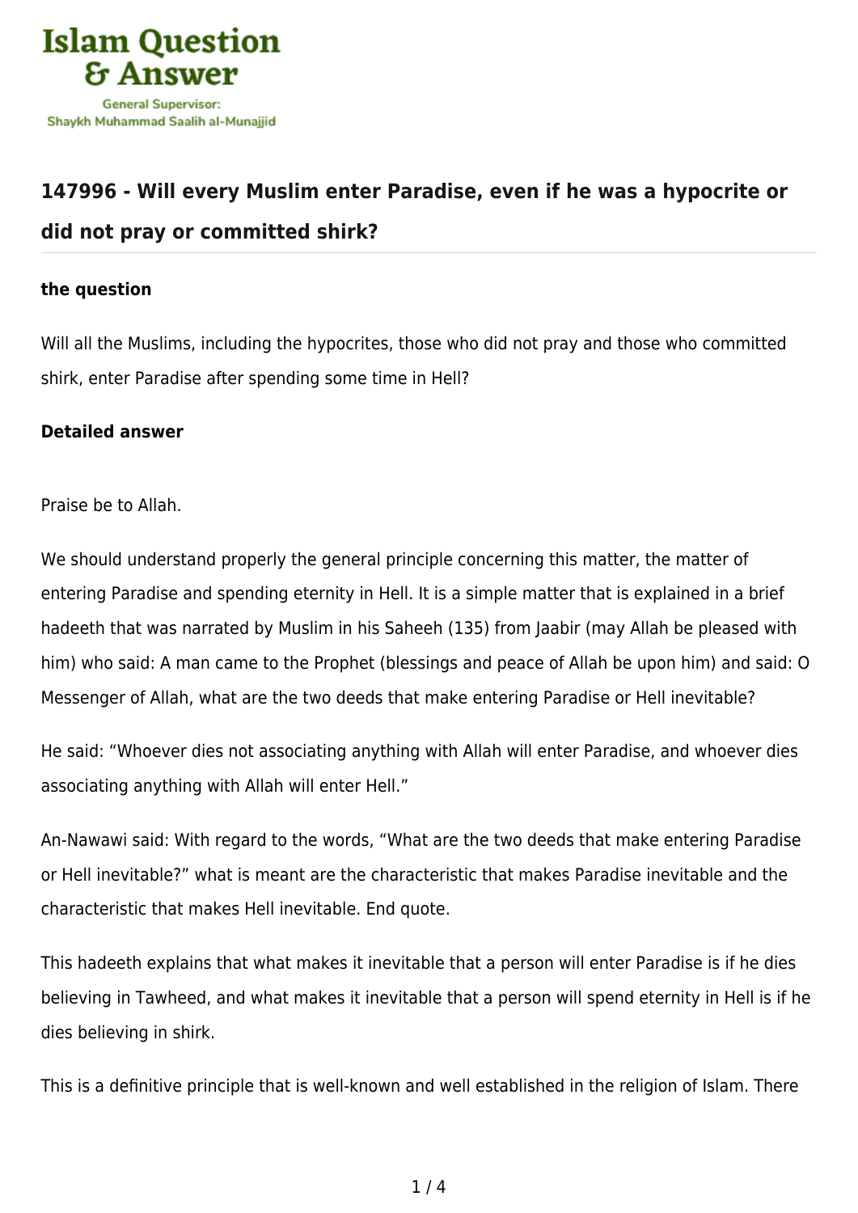# 147996 - Will every Muslim enter Paradise, even if he was a hypocrite or did not pray or committed shirk?

**the question**

Will all the Muslims, including the hypocrites, those who did not pray and those who committed shirk, enter Paradise after spending some time in Hell?

**Detailed answer**

Praise be to Allah.

We should understand properly the general principle concerning this matter, the matter of entering Paradise and spending eternity in Hell. It is a simple matter that is explained in a brief hadeeth that was narrated by Muslim in his Saheeh (135) from Jaabir (may Allah be pleased with him) who said: A man came to the Prophet (blessings and peace of Allah be upon him) and said: O Messenger of Allah, what are the two deeds that make entering Paradise or Hell inevitable?

He said: "Whoever dies not associating anything with Allah will enter Paradise, and whoever dies associating anything with Allah will enter Hell."

An-Nawawi said: With regard to the words, "What are the two deeds that make entering Paradise or Hell inevitable?" what is meant are the characteristic that makes Paradise inevitable and the characteristic that makes Hell inevitable. End quote.

This hadeeth explains that what makes it inevitable that a person will enter Paradise is if he dies believing in Tawheed, and what makes it inevitable that a person will spend eternity in Hell is if he dies believing in shirk.

This is a definitive principle that is well-known and well established in the religion of Islam. There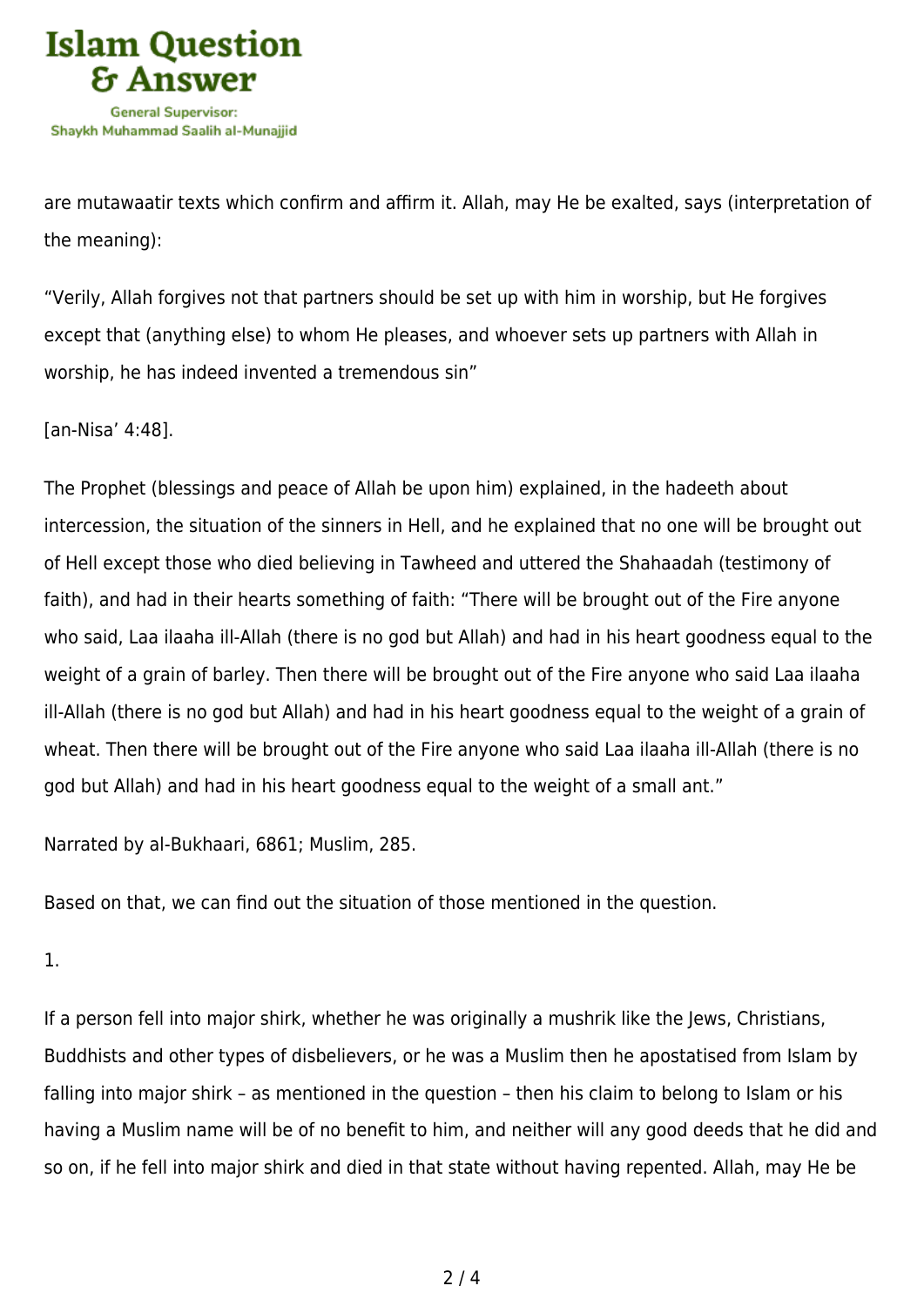are mutawaatir texts which confirm and affirm it. Allah, may He be exalted, says (interpretation of the meaning):

"Verily, Allah forgives not that partners should be set up with him in worship, but He forgives except that (anything else) to whom He pleases, and whoever sets up partners with Allah in worship, he has indeed invented a tremendous sin"

[an-Nisa' 4:48].

The Prophet (blessings and peace of Allah be upon him) explained, in the hadeeth about intercession, the situation of the sinners in Hell, and he explained that no one will be brought out of Hell except those who died believing in Tawheed and uttered the Shahaadah (testimony of faith), and had in their hearts something of faith: "There will be brought out of the Fire anyone who said, Laa ilaaha ill-Allah (there is no god but Allah) and had in his heart goodness equal to the weight of a grain of barley. Then there will be brought out of the Fire anyone who said Laa ilaaha ill-Allah (there is no god but Allah) and had in his heart goodness equal to the weight of a grain of wheat. Then there will be brought out of the Fire anyone who said Laa ilaaha ill-Allah (there is no god but Allah) and had in his heart goodness equal to the weight of a small ant."

Narrated by al-Bukhaari, 6861; Muslim, 285.

Based on that, we can find out the situation of those mentioned in the question.

1.

If a person fell into major shirk, whether he was originally a mushrik like the Jews, Christians, Buddhists and other types of disbelievers, or he was a Muslim then he apostatised from Islam by falling into major shirk – as mentioned in the question – then his claim to belong to Islam or his having a Muslim name will be of no benefit to him, and neither will any good deeds that he did and so on, if he fell into major shirk and died in that state without having repented. Allah, may He be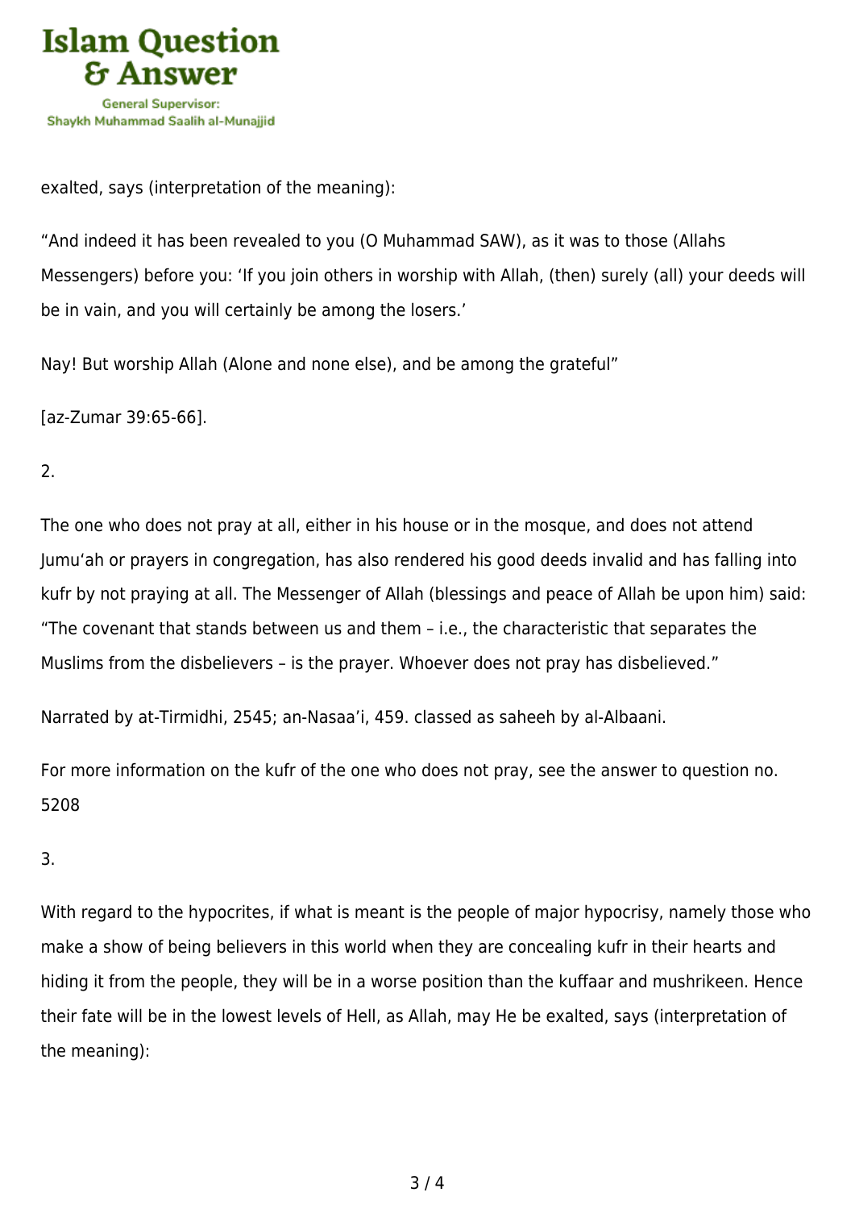exalted, says (interpretation of the meaning):

"And indeed it has been revealed to you (O Muhammad SAW), as it was to those (Allahs Messengers) before you: 'If you join others in worship with Allah, (then) surely (all) your deeds will be in vain, and you will certainly be among the losers.'

Nay! But worship Allah (Alone and none else), and be among the grateful"

[az-Zumar 39:65-66].

2.

The one who does not pray at all, either in his house or in the mosque, and does not attend Jumu'ah or prayers in congregation, has also rendered his good deeds invalid and has falling into kufr by not praying at all. The Messenger of Allah (blessings and peace of Allah be upon him) said: "The covenant that stands between us and them – i.e., the characteristic that separates the Muslims from the disbelievers – is the prayer. Whoever does not pray has disbelieved."

Narrated by at-Tirmidhi, 2545; an-Nasaa'i, 459. classed as saheeh by al-Albaani.

For more information on the kufr of the one who does not pray, see the answer to question no. 5208

3.

With regard to the hypocrites, if what is meant is the people of major hypocrisy, namely those who make a show of being believers in this world when they are concealing kufr in their hearts and hiding it from the people, they will be in a worse position than the kuffaar and mushrikeen. Hence their fate will be in the lowest levels of Hell, as Allah, may He be exalted, says (interpretation of the meaning):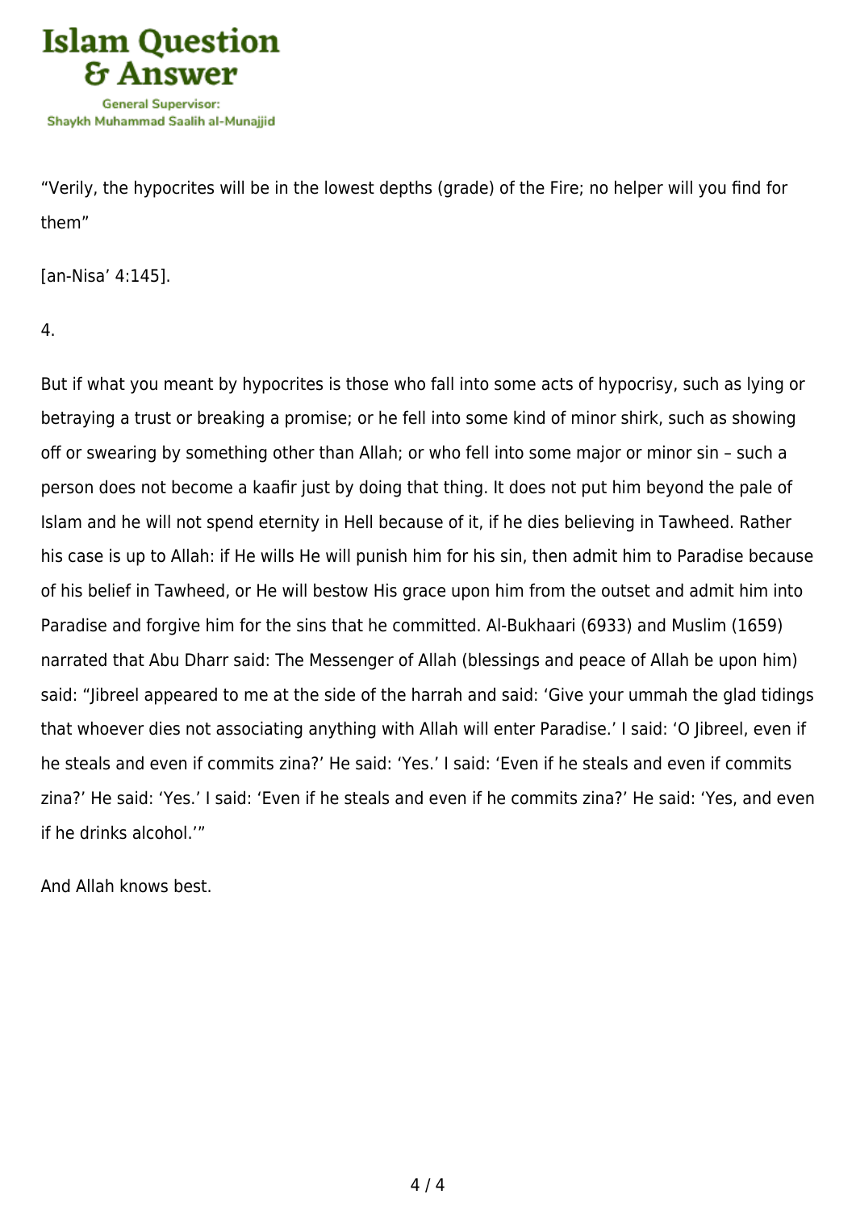"Verily, the hypocrites will be in the lowest depths (grade) of the Fire; no helper will you find for them"

[an-Nisa' 4:145].

4.

But if what you meant by hypocrites is those who fall into some acts of hypocrisy, such as lying or betraying a trust or breaking a promise; or he fell into some kind of minor shirk, such as showing off or swearing by something other than Allah; or who fell into some major or minor sin – such a person does not become a kaafir just by doing that thing. It does not put him beyond the pale of Islam and he will not spend eternity in Hell because of it, if he dies believing in Tawheed. Rather his case is up to Allah: if He wills He will punish him for his sin, then admit him to Paradise because of his belief in Tawheed, or He will bestow His grace upon him from the outset and admit him into Paradise and forgive him for the sins that he committed. Al-Bukhaari (6933) and Muslim (1659) narrated that Abu Dharr said: The Messenger of Allah (blessings and peace of Allah be upon him) said: "Jibreel appeared to me at the side of the harrah and said: 'Give your ummah the glad tidings that whoever dies not associating anything with Allah will enter Paradise.' I said: 'O Jibreel, even if he steals and even if commits zina?' He said: 'Yes.' I said: 'Even if he steals and even if commits zina?' He said: 'Yes.' I said: 'Even if he steals and even if he commits zina?' He said: 'Yes, and even if he drinks alcohol.'"

And Allah knows best.